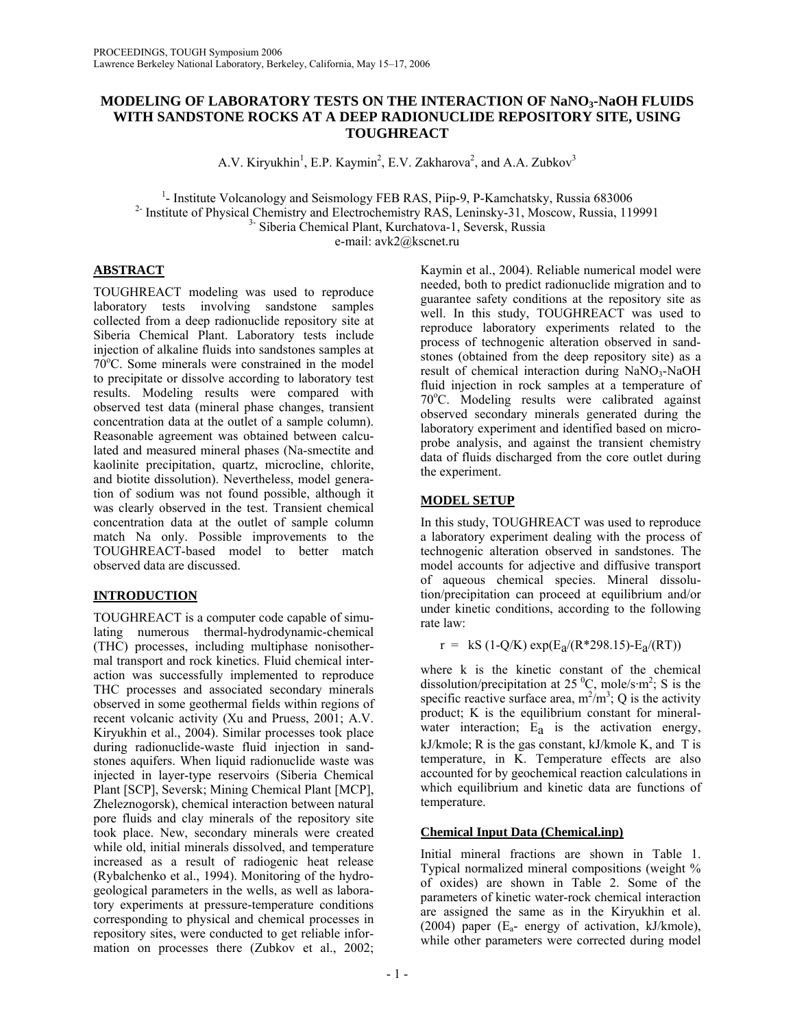# MODELING OF LABORATORY TESTS ON THE INTERACTION OF $NaNO_3$-NaOH FLUIDS WITH SANDSTONE ROCKS AT A DEEP RADIONUCLIDE REPOSITORY SITE, USING TOUGHREACT

A.V. Kiryukhin[1], E.P. Kaymin[2], E.V. Zakharova[2], and A.A. Zubkov[3]

[1]- Institute Volcanology and Seismology FEB RAS, Piip-9, P-Kamchatsky, Russia 683006
[2]- Institute of Physical Chemistry and Electrochemistry RAS, Leninsky-31, Moscow, Russia, 119991
[3]- Siberia Chemical Plant, Kurchatova-1, Seversk, Russia
e-mail: avk2@kscnet.ru

## ABSTRACT

TOUGHREACT modeling was used to reproduce laboratory tests involving sandstone samples collected from a deep radionuclide repository site at Siberia Chemical Plant. Laboratory tests include injection of alkaline fluids into sandstones samples at 70°C. Some minerals were constrained in the model to precipitate or dissolve according to laboratory test results. Modeling results were compared with observed test data (mineral phase changes, transient concentration data at the outlet of a sample column). Reasonable agreement was obtained between calculated and measured mineral phases (Na-smectite and kaolinite precipitation, quartz, microcline, chlorite, and biotite dissolution). Nevertheless, model generation of sodium was not found possible, although it was clearly observed in the test. Transient chemical concentration data at the outlet of sample column match Na only. Possible improvements to the TOUGHREACT-based model to better match observed data are discussed.

## INTRODUCTION

TOUGHREACT is a computer code capable of simulating numerous thermal-hydrodynamic-chemical (THC) processes, including multiphase nonisothermal transport and rock kinetics. Fluid chemical interaction was successfully implemented to reproduce THC processes and associated secondary minerals observed in some geothermal fields within regions of recent volcanic activity (Xu and Pruess, 2001; A.V. Kiryukhin et al., 2004). Similar processes took place during radionuclide-waste fluid injection in sandstones aquifers. When liquid radionuclide waste was injected in layer-type reservoirs (Siberia Chemical Plant [SCP], Seversk; Mining Chemical Plant [MCP], Zheleznogorsk), chemical interaction between natural pore fluids and clay minerals of the repository site took place. New, secondary minerals were created while old, initial minerals dissolved, and temperature increased as a result of radiogenic heat release (Rybalchenko et al., 1994). Monitoring of the hydrogeological parameters in the wells, as well as laboratory experiments at pressure-temperature conditions corresponding to physical and chemical processes in repository sites, were conducted to get reliable information on processes there (Zubkov et al., 2002; Kaymin et al., 2004). Reliable numerical model were needed, both to predict radionuclide migration and to guarantee safety conditions at the repository site as well. In this study, TOUGHREACT was used to reproduce laboratory experiments related to the process of technogenic alteration observed in sandstones (obtained from the deep repository site) as a result of chemical interaction during $NaNO_3$-NaOH fluid injection in rock samples at a temperature of 70°C. Modeling results were calibrated against observed secondary minerals generated during the laboratory experiment and identified based on microprobe analysis, and against the transient chemistry data of fluids discharged from the core outlet during the experiment.

## MODEL SETUP

In this study, TOUGHREACT was used to reproduce a laboratory experiment dealing with the process of technogenic alteration observed in sandstones. The model accounts for adjective and diffusive transport of aqueous chemical species. Mineral dissolution/precipitation can proceed at equilibrium and/or under kinetic conditions, according to the following rate law:

$$r = kS\,(1\text{-}Q/K)\,\exp(E_a/(R{*}298.15)\text{-}E_a/(RT))$$

where k is the kinetic constant of the chemical dissolution/precipitation at 25 °C, mole/s·m²; S is the specific reactive surface area, m²/m³; Q is the activity product; K is the equilibrium constant for mineral-water interaction; $E_a$ is the activation energy, kJ/kmole; R is the gas constant, kJ/kmole K, and T is temperature, in K. Temperature effects are also accounted for by geochemical reaction calculations in which equilibrium and kinetic data are functions of temperature.

### Chemical Input Data (Chemical.inp)

Initial mineral fractions are shown in Table 1. Typical normalized mineral compositions (weight % of oxides) are shown in Table 2. Some of the parameters of kinetic water-rock chemical interaction are assigned the same as in the Kiryukhin et al. (2004) paper ($E_a$- energy of activation, kJ/kmole), while other parameters were corrected during model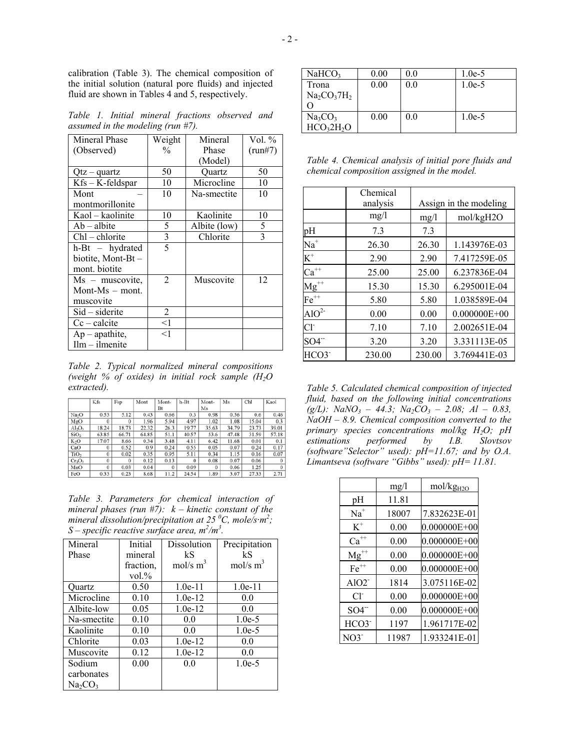calibration (Table 3). The chemical composition of the initial solution (natural pore fluids) and injected fluid are shown in Tables 4 and 5, respectively.

*Table 1. Initial mineral fractions observed and assumed in the modeling (run #7).*

| Mineral Phase (Observed) | Weight % | Mineral Phase (Model) | Vol. % (run#7) |
|---|---|---|---|
| Qtz – quartz | 50 | Quartz | 50 |
| Kfs – K-feldspar | 10 | Microcline | 10 |
| Mont – montmorillonite | 10 | Na-smectite | 10 |
| Kaol – kaolinite | 10 | Kaolinite | 10 |
| Ab – albite | 5 | Albite (low) | 5 |
| Chl – chlorite | 3 | Chlorite | 3 |
| h-Bt – hydrated biotite, Mont-Bt – mont. biotite | 5 | | |
| Ms – muscovite, Mont-Ms – mont. muscovite | 2 | Muscovite | 12 |
| Sid – siderite | 2 | | |
| Cc – calcite | <1 | | |
| Ap – apathite, Ilm – ilmenite | <1 | | |

*Table 2. Typical normalized mineral compositions (weight % of oxides) in initial rock sample ($H_2O$ extracted).*

| | Kfs | Fsp | Mont | Mont-Bt | h-Bt | Mont-Ms | Ms | Chl | Kaol |
|---|---|---|---|---|---|---|---|---|---|
| $Na_2O$ | 0.53 | 5.12 | 0.43 | 0.66 | 0.3 | 0.98 | 0.56 | 0.6 | 0.46 |
| MgO | 0 | 0 | 1.96 | 5.94 | 4.97 | 1.02 | 1.08 | 15.04 | 0.3 |
| $Al_2O_3$ | 18.24 | 18.73 | 22.32 | 26.3 | 19.77 | 35.63 | 34.79 | 23.73 | 39.01 |
| $SiO_2$ | 63.85 | 66.71 | 64.85 | 51.1 | 40.57 | 53.6 | 47.48 | 31.59 | 57.18 |
| $K_2O$ | 17.07 | 8.66 | 0.34 | 3.48 | 4.11 | 6.42 | 11.68 | 0.01 | 0.1 |
| CaO | 0 | 0.52 | 0.9 | 0.24 | 0.55 | 0.05 | 0.07 | 0.24 | 0.17 |
| $TiO_2$ | 0 | 0.02 | 0.35 | 0.95 | 5.11 | 0.34 | 1.15 | 0.16 | 0.07 |
| $Cr_2O_3$ | 0 | 0 | 0.12 | 0.13 | 0 | 0.08 | 0.07 | 0.06 | 0 |
| MnO | 0 | 0.03 | 0.04 | 0 | 0.09 | 0 | 0.06 | 1.25 | 0 |
| FeO | 0.33 | 0.23 | 8.68 | 11.2 | 24.54 | 1.89 | 3.07 | 27.33 | 2.71 |

*Table 3. Parameters for chemical interaction of mineral phases (run #7): k – kinetic constant of the mineral dissolution/precipitation at 25 $^0$C, mole/s·m$^2$; S – specific reactive surface area, m$^2$/m$^3$.*

| Mineral Phase | Initial mineral fraction, vol.% | Dissolution kS mol/s m$^3$ | Precipitation kS mol/s m$^3$ |
|---|---|---|---|
| Quartz | 0.50 | 1.0e-11 | 1.0e-11 |
| Microcline | 0.10 | 1.0e-12 | 0.0 |
| Albite-low | 0.05 | 1.0e-12 | 0.0 |
| Na-smectite | 0.10 | 0.0 | 1.0e-5 |
| Kaolinite | 0.10 | 0.0 | 1.0e-5 |
| Chlorite | 0.03 | 1.0e-12 | 0.0 |
| Muscovite | 0.12 | 1.0e-12 | 0.0 |
| Sodium carbonates $Na_2CO_3$ | 0.00 | 0.0 | 1.0e-5 |
| $NaHCO_3$ | 0.00 | 0.0 | 1.0e-5 |
| Trona $Na_2CO_37H_2O$ | 0.00 | 0.0 | 1.0e-5 |
| $Na_3CO_3$ $HCO_32H_2O$ | 0.00 | 0.0 | 1.0e-5 |

*Table 4. Chemical analysis of initial pore fluids and chemical composition assigned in the model.*

| | Chemical analysis | Assign in the modeling | |
|---|---|---|---|
| | mg/l | mg/l | mol/kgH2O |
| pH | 7.3 | 7.3 | |
| $Na^+$ | 26.30 | 26.30 | 1.143976E-03 |
| $K^+$ | 2.90 | 2.90 | 7.417259E-05 |
| $Ca^{++}$ | 25.00 | 25.00 | 6.237836E-04 |
| $Mg^{++}$ | 15.30 | 15.30 | 6.295001E-04 |
| $Fe^{++}$ | 5.80 | 5.80 | 1.038589E-04 |
| $AlO^{2-}$ | 0.00 | 0.00 | 0.000000E+00 |
| $Cl^-$ | 7.10 | 7.10 | 2.002651E-04 |
| $SO4^{--}$ | 3.20 | 3.20 | 3.331113E-05 |
| $HCO3^-$ | 230.00 | 230.00 | 3.769441E-03 |

*Table 5. Calculated chemical composition of injected fluid, based on the following initial concentrations (g/L): $NaNO_3$ – 44.3; $Na_2CO_3$ – 2.08; Al – 0.83, NaOH – 8.9. Chemical composition converted to the primary species concentrations mol/kg $H_2O$; pH estimations performed by I.B. Slovtsov (software"Selector" used): pH=11.67; and by O.A. Limantseva (software "Gibbs" used): pH= 11.81.*

| | mg/l | mol/kg$_{H2O}$ |
|---|---|---|
| pH | 11.81 | |
| $Na^+$ | 18007 | 7.832623E-01 |
| $K^+$ | 0.00 | 0.000000E+00 |
| $Ca^{++}$ | 0.00 | 0.000000E+00 |
| $Mg^{++}$ | 0.00 | 0.000000E+00 |
| $Fe^{++}$ | 0.00 | 0.000000E+00 |
| $AlO2^-$ | 1814 | 3.075116E-02 |
| $Cl^-$ | 0.00 | 0.000000E+00 |
| $SO4^{--}$ | 0.00 | 0.000000E+00 |
| $HCO3^-$ | 1197 | 1.961717E-02 |
| $NO3^-$ | 11987 | 1.933241E-01 |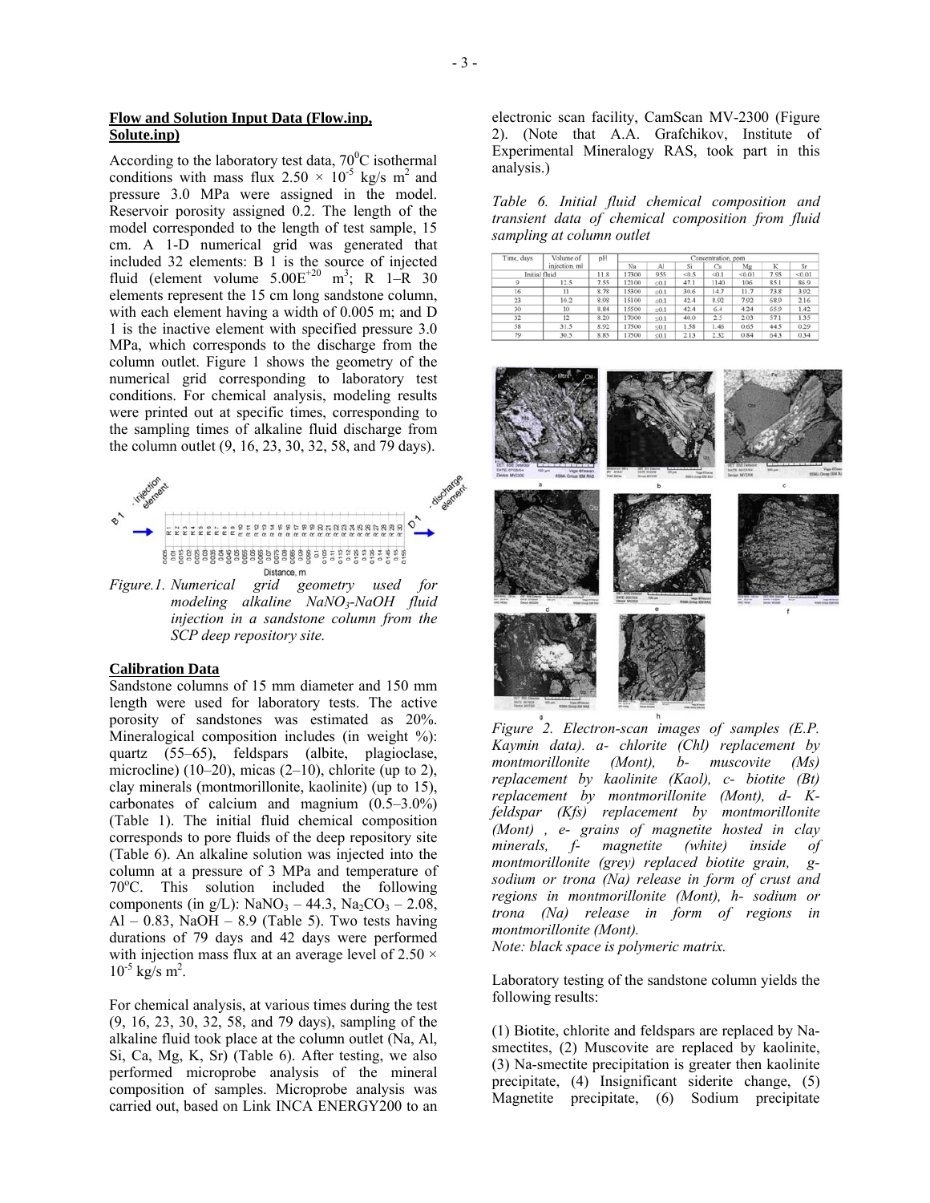#### Flow and Solution Input Data (Flow.inp, Solute.inp)

According to the laboratory test data, $70^0$C isothermal conditions with mass flux $2.50 \times 10^{-5}$ kg/s m$^2$ and pressure 3.0 MPa were assigned in the model. Reservoir porosity assigned 0.2. The length of the model corresponded to the length of test sample, 15 cm. A 1-D numerical grid was generated that included 32 elements: B 1 is the source of injected fluid (element volume $5.00E^{+20}$ m$^3$; R 1–R 30 elements represent the 15 cm long sandstone column, with each element having a width of 0.005 m; and D 1 is the inactive element with specified pressure 3.0 MPa, which corresponds to the discharge from the column outlet. Figure 1 shows the geometry of the numerical grid corresponding to laboratory test conditions. For chemical analysis, modeling results were printed out at specific times, corresponding to the sampling times of alkaline fluid discharge from the column outlet (9, 16, 23, 30, 32, 58, and 79 days).

*Figure.1. Numerical grid geometry used for modeling alkaline $NaNO_3$-NaOH fluid injection in a sandstone column from the SCP deep repository site.*

#### Calibration Data

Sandstone columns of 15 mm diameter and 150 mm length were used for laboratory tests. The active porosity of sandstones was estimated as 20%. Mineralogical composition includes (in weight %): quartz (55–65), feldspars (albite, plagioclase, microcline) (10–20), micas (2–10), chlorite (up to 2), clay minerals (montmorillonite, kaolinite) (up to 15), carbonates of calcium and magnium (0.5–3.0%) (Table 1). The initial fluid chemical composition corresponds to pore fluids of the deep repository site (Table 6). An alkaline solution was injected into the column at a pressure of 3 MPa and temperature of 70°C. This solution included the following components (in g/L): $NaNO_3$ – 44.3, $Na_2CO_3$ – 2.08, Al – 0.83, NaOH – 8.9 (Table 5). Two tests having durations of 79 days and 42 days were performed with injection mass flux at an average level of $2.50 \times 10^{-5}$ kg/s m$^2$.

For chemical analysis, at various times during the test (9, 16, 23, 30, 32, 58, and 79 days), sampling of the alkaline fluid took place at the column outlet (Na, Al, Si, Ca, Mg, K, Sr) (Table 6). After testing, we also performed microprobe analysis of the mineral composition of samples. Microprobe analysis was carried out, based on Link INCA ENERGY200 to an electronic scan facility, CamScan MV-2300 (Figure 2). (Note that A.A. Grafchikov, Institute of Experimental Mineralogy RAS, took part in this analysis.)

*Table 6. Initial fluid chemical composition and transient data of chemical composition from fluid sampling at column outlet*

| Time, days | Volume of injection, ml | pH | Concentration, ppm | | | | | | |
|---|---|---|---|---|---|---|---|---|---|
| | | | Na | Al | Si | Ca | Mg | K | Sr |
| Initial fluid | | 11.8 | 17300 | 955 | <0.5 | <0.1 | <0.01 | 7.95 | <0.01 |
| 9 | 12.5 | 7.55 | 12100 | ≤0.1 | 47.1 | 1140 | 106 | 85.1 | 86.9 |
| 16 | 11 | 8.78 | 15300 | ≤0.1 | 30.6 | 14.7 | 11.7 | 73.8 | 3.92 |
| 23 | 10.2 | 8.98 | 15100 | ≤0.1 | 42.4 | 8.92 | 7.92 | 68.9 | 2.16 |
| 30 | 10 | 8.84 | 15500 | ≤0.1 | 42.4 | 6.4 | 4.24 | 65.9 | 1.42 |
| 32 | 12 | 8.20 | 17000 | ≤0.1 | 40.0 | 2.5 | 2.03 | 57.1 | 1.35 |
| 58 | 31.5 | 8.92 | 17500 | ≤0.1 | 1.58 | 1.46 | 0.65 | 44.5 | 0.29 |
| 79 | 30.5 | 8.85 | 17500 | ≤0.1 | 2.13 | 2.32 | 0.84 | 64.3 | 0.34 |

*Figure 2. Electron-scan images of samples (E.P. Kaymin data). a- chlorite (Chl) replacement by montmorillonite (Mont), b- muscovite (Ms) replacement by kaolinite (Kaol), c- biotite (Bt) replacement by montmorillonite (Mont), d- K-feldspar (Kfs) replacement by montmorillonite (Mont) , e- grains of magnetite hosted in clay minerals, f- magnetite (white) inside of montmorillonite (grey) replaced biotite grain, g- sodium or trona (Na) release in form of crust and regions in montmorillonite (Mont), h- sodium or trona (Na) release in form of regions in montmorillonite (Mont).*
*Note: black space is polymeric matrix.*

Laboratory testing of the sandstone column yields the following results:

(1) Biotite, chlorite and feldspars are replaced by Na-smectites, (2) Muscovite are replaced by kaolinite, (3) Na-smectite precipitation is greater then kaolinite precipitate, (4) Insignificant siderite change, (5) Magnetite precipitate, (6) Sodium precipitate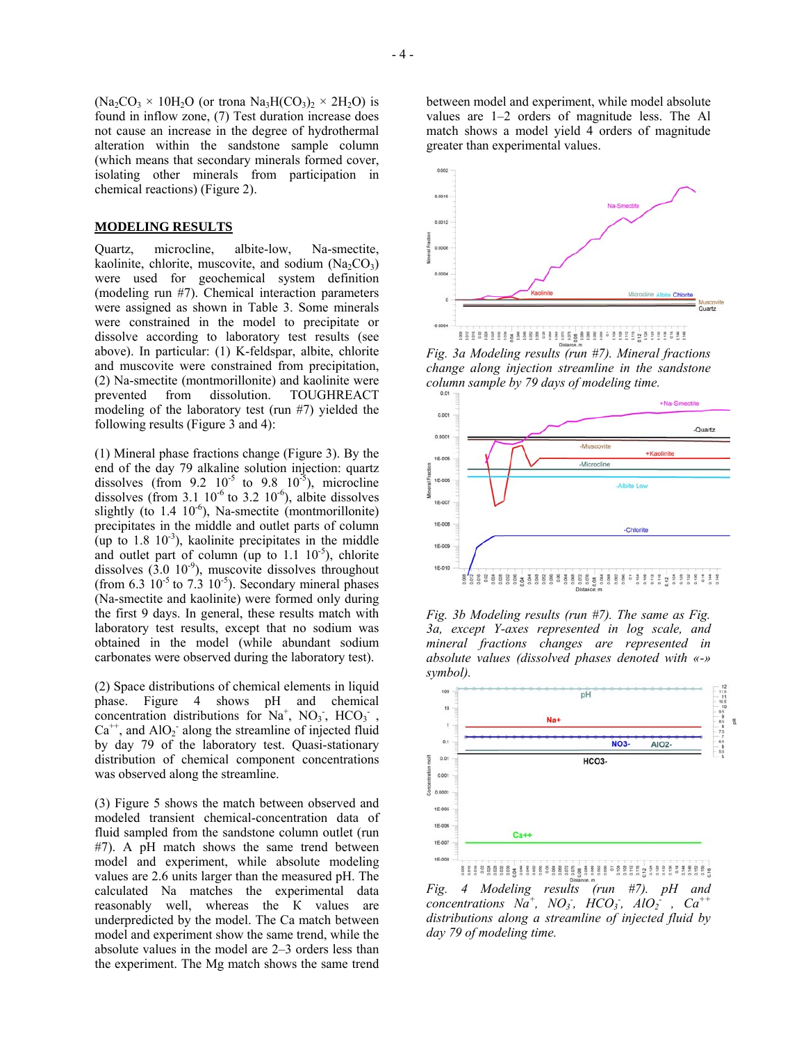($Na_2CO_3 \times 10H_2O$ (or trona $Na_3H(CO_3)_2 \times 2H_2O$) is found in inflow zone, (7) Test duration increase does not cause an increase in the degree of hydrothermal alteration within the sandstone sample column (which means that secondary minerals formed cover, isolating other minerals from participation in chemical reactions) (Figure 2).

## MODELING RESULTS

Quartz, microcline, albite-low, Na-smectite, kaolinite, chlorite, muscovite, and sodium ($Na_2CO_3$) were used for geochemical system definition (modeling run #7). Chemical interaction parameters were assigned as shown in Table 3. Some minerals were constrained in the model to precipitate or dissolve according to laboratory test results (see above). In particular: (1) K-feldspar, albite, chlorite and muscovite were constrained from precipitation, (2) Na-smectite (montmorillonite) and kaolinite were prevented from dissolution. TOUGHREACT modeling of the laboratory test (run #7) yielded the following results (Figure 3 and 4):

(1) Mineral phase fractions change (Figure 3). By the end of the day 79 alkaline solution injection: quartz dissolves (from $9.2 \cdot 10^{-5}$ to $9.8 \cdot 10^{-5}$), microcline dissolves (from $3.1 \cdot 10^{-6}$ to $3.2 \cdot 10^{-6}$), albite dissolves slightly (to $1.4 \cdot 10^{-6}$), Na-smectite (montmorillonite) precipitates in the middle and outlet parts of column (up to $1.8 \cdot 10^{-3}$), kaolinite precipitates in the middle and outlet part of column (up to $1.1 \cdot 10^{-5}$), chlorite dissolves ($3.0 \cdot 10^{-9}$), muscovite dissolves throughout (from $6.3 \cdot 10^{-5}$ to $7.3 \cdot 10^{-5}$). Secondary mineral phases (Na-smectite and kaolinite) were formed only during the first 9 days. In general, these results match with laboratory test results, except that no sodium was obtained in the model (while abundant sodium carbonates were observed during the laboratory test).

(2) Space distributions of chemical elements in liquid phase. Figure 4 shows pH and chemical concentration distributions for $Na^+$, $NO_3^-$, $HCO_3^-$, $Ca^{++}$, and $AlO_2^-$ along the streamline of injected fluid by day 79 of the laboratory test. Quasi-stationary distribution of chemical component concentrations was observed along the streamline.

(3) Figure 5 shows the match between observed and modeled transient chemical-concentration data of fluid sampled from the sandstone column outlet (run #7). A pH match shows the same trend between model and experiment, while absolute modeling values are 2.6 units larger than the measured pH. The calculated Na matches the experimental data reasonably well, whereas the K values are underpredicted by the model. The Ca match between model and experiment show the same trend, while the absolute values in the model are 2–3 orders less than the experiment. The Mg match shows the same trend between model and experiment, while model absolute values are 1–2 orders of magnitude less. The Al match shows a model yield 4 orders of magnitude greater than experimental values.

*Fig. 3a Modeling results (run #7). Mineral fractions change along injection streamline in the sandstone column sample by 79 days of modeling time.*

*Fig. 3b Modeling results (run #7). The same as Fig. 3a, except Y-axes represented in log scale, and mineral fractions changes are represented in absolute values (dissolved phases denoted with «-» symbol).*

*Fig. 4 Modeling results (run #7). pH and concentrations $Na^+$, $NO_3^-$, $HCO_3^-$, $AlO_2^-$, $Ca^{++}$ distributions along a streamline of injected fluid by day 79 of modeling time.*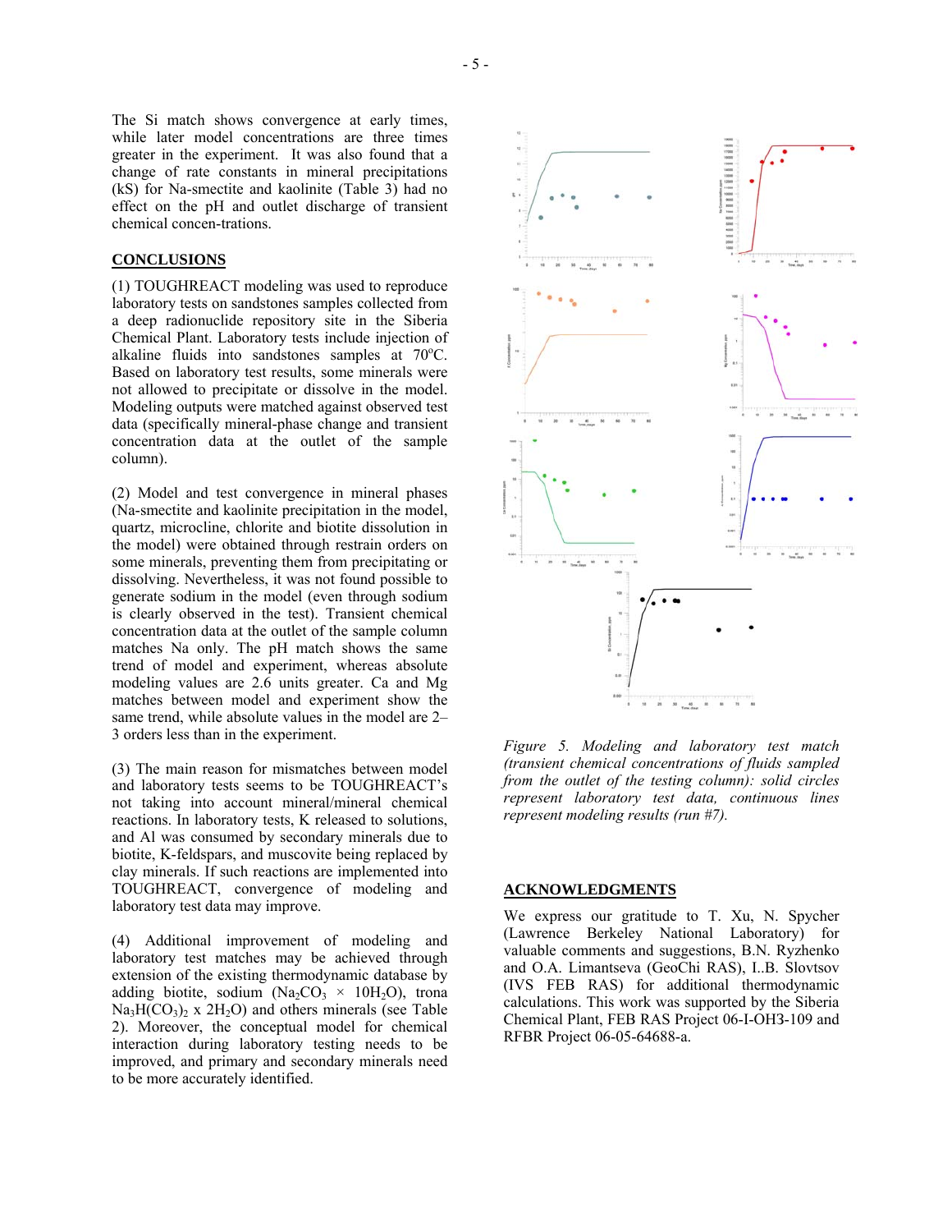The Si match shows convergence at early times, while later model concentrations are three times greater in the experiment. It was also found that a change of rate constants in mineral precipitations (kS) for Na-smectite and kaolinite (Table 3) had no effect on the pH and outlet discharge of transient chemical concen-trations.

## CONCLUSIONS

(1) TOUGHREACT modeling was used to reproduce laboratory tests on sandstones samples collected from a deep radionuclide repository site in the Siberia Chemical Plant. Laboratory tests include injection of alkaline fluids into sandstones samples at 70°C. Based on laboratory test results, some minerals were not allowed to precipitate or dissolve in the model. Modeling outputs were matched against observed test data (specifically mineral-phase change and transient concentration data at the outlet of the sample column).

(2) Model and test convergence in mineral phases (Na-smectite and kaolinite precipitation in the model, quartz, microcline, chlorite and biotite dissolution in the model) were obtained through restrain orders on some minerals, preventing them from precipitating or dissolving. Nevertheless, it was not found possible to generate sodium in the model (even through sodium is clearly observed in the test). Transient chemical concentration data at the outlet of the sample column matches Na only. The pH match shows the same trend of model and experiment, whereas absolute modeling values are 2.6 units greater. Ca and Mg matches between model and experiment show the same trend, while absolute values in the model are 2–3 orders less than in the experiment.

(3) The main reason for mismatches between model and laboratory tests seems to be TOUGHREACT's not taking into account mineral/mineral chemical reactions. In laboratory tests, K released to solutions, and Al was consumed by secondary minerals due to biotite, K-feldspars, and muscovite being replaced by clay minerals. If such reactions are implemented into TOUGHREACT, convergence of modeling and laboratory test data may improve.

(4) Additional improvement of modeling and laboratory test matches may be achieved through extension of the existing thermodynamic database by adding biotite, sodium ($Na_2CO_3 \times 10H_2O$), trona $Na_3H(CO_3)_2$ x $2H_2O$) and others minerals (see Table 2). Moreover, the conceptual model for chemical interaction during laboratory testing needs to be improved, and primary and secondary minerals need to be more accurately identified.

*Figure 5. Modeling and laboratory test match (transient chemical concentrations of fluids sampled from the outlet of the testing column): solid circles represent laboratory test data, continuous lines represent modeling results (run #7).*

## ACKNOWLEDGMENTS

We express our gratitude to T. Xu, N. Spycher (Lawrence Berkeley National Laboratory) for valuable comments and suggestions, B.N. Ryzhenko and O.A. Limantseva (GeoChi RAS), I..B. Slovtsov (IVS FEB RAS) for additional thermodynamic calculations. This work was supported by the Siberia Chemical Plant, FEB RAS Project 06-I-OH3-109 and RFBR Project 06-05-64688-a.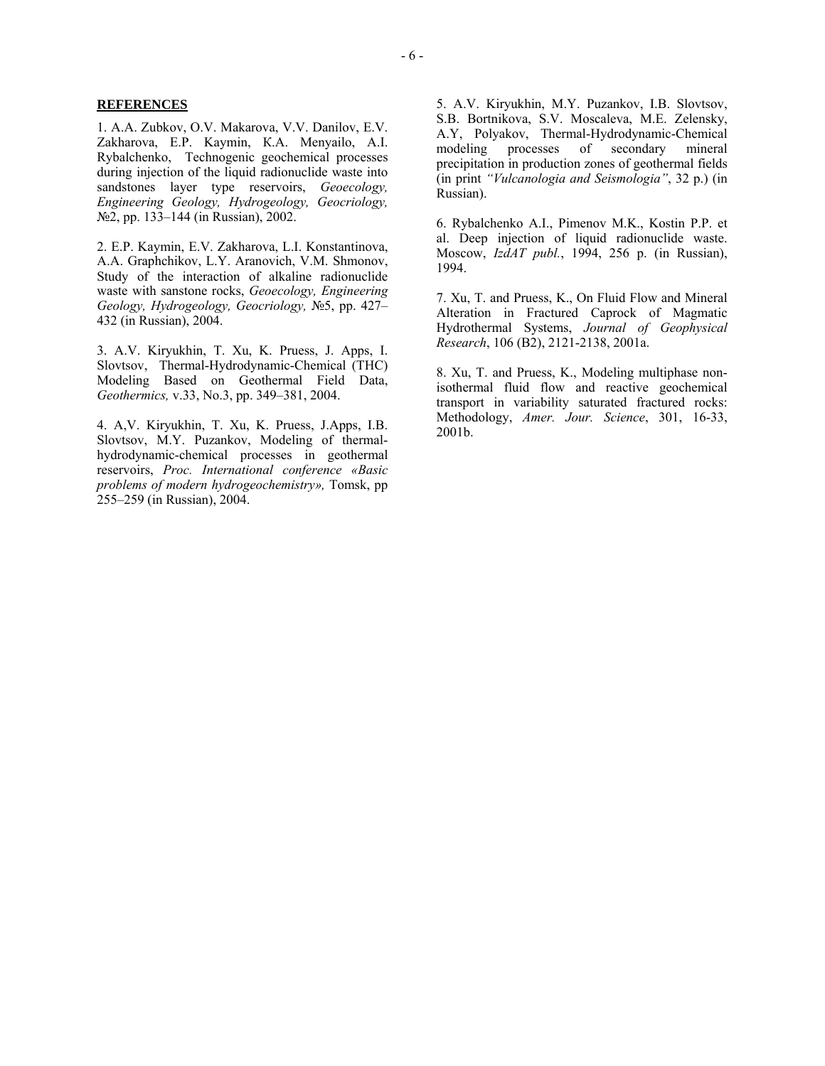## REFERENCES

1. A.A. Zubkov, O.V. Makarova, V.V. Danilov, E.V. Zakharova, E.P. Kaymin, K.A. Menyailo, A.I. Rybalchenko, Technogenic geochemical processes during injection of the liquid radionuclide waste into sandstones layer type reservoirs, *Geoecology, Engineering Geology, Hydrogeology, Geocriology,* №2, pp. 133–144 (in Russian), 2002.

2. E.P. Kaymin, E.V. Zakharova, L.I. Konstantinova, A.A. Graphchikov, L.Y. Aranovich, V.M. Shmonov, Study of the interaction of alkaline radionuclide waste with sanstone rocks, *Geoecology, Engineering Geology, Hydrogeology, Geocriology,* №5, pp. 427–432 (in Russian), 2004.

3. A.V. Kiryukhin, T. Xu, K. Pruess, J. Apps, I. Slovtsov, Thermal-Hydrodynamic-Chemical (THC) Modeling Based on Geothermal Field Data, *Geothermics,* v.33, No.3, pp. 349–381, 2004.

4. A,V. Kiryukhin, T. Xu, K. Pruess, J.Apps, I.B. Slovtsov, M.Y. Puzankov, Modeling of thermal-hydrodynamic-chemical processes in geothermal reservoirs, *Proc. International conference «Basic problems of modern hydrogeochemistry»,* Tomsk, pp 255–259 (in Russian), 2004.

5. A.V. Kiryukhin, M.Y. Puzankov, I.B. Slovtsov, S.B. Bortnikova, S.V. Moscaleva, M.E. Zelensky, A.Y, Polyakov, Thermal-Hydrodynamic-Chemical modeling processes of secondary mineral precipitation in production zones of geothermal fields (in print *"Vulcanologia and Seismologia"*, 32 p.) (in Russian).

6. Rybalchenko A.I., Pimenov M.K., Kostin P.P. et al. Deep injection of liquid radionuclide waste. Moscow, *IzdAT publ.*, 1994, 256 p. (in Russian), 1994.

7. Xu, T. and Pruess, K., On Fluid Flow and Mineral Alteration in Fractured Caprock of Magmatic Hydrothermal Systems, *Journal of Geophysical Research*, 106 (B2), 2121-2138, 2001a.

8. Xu, T. and Pruess, K., Modeling multiphase non-isothermal fluid flow and reactive geochemical transport in variability saturated fractured rocks: Methodology, *Amer. Jour. Science*, 301, 16-33, 2001b.